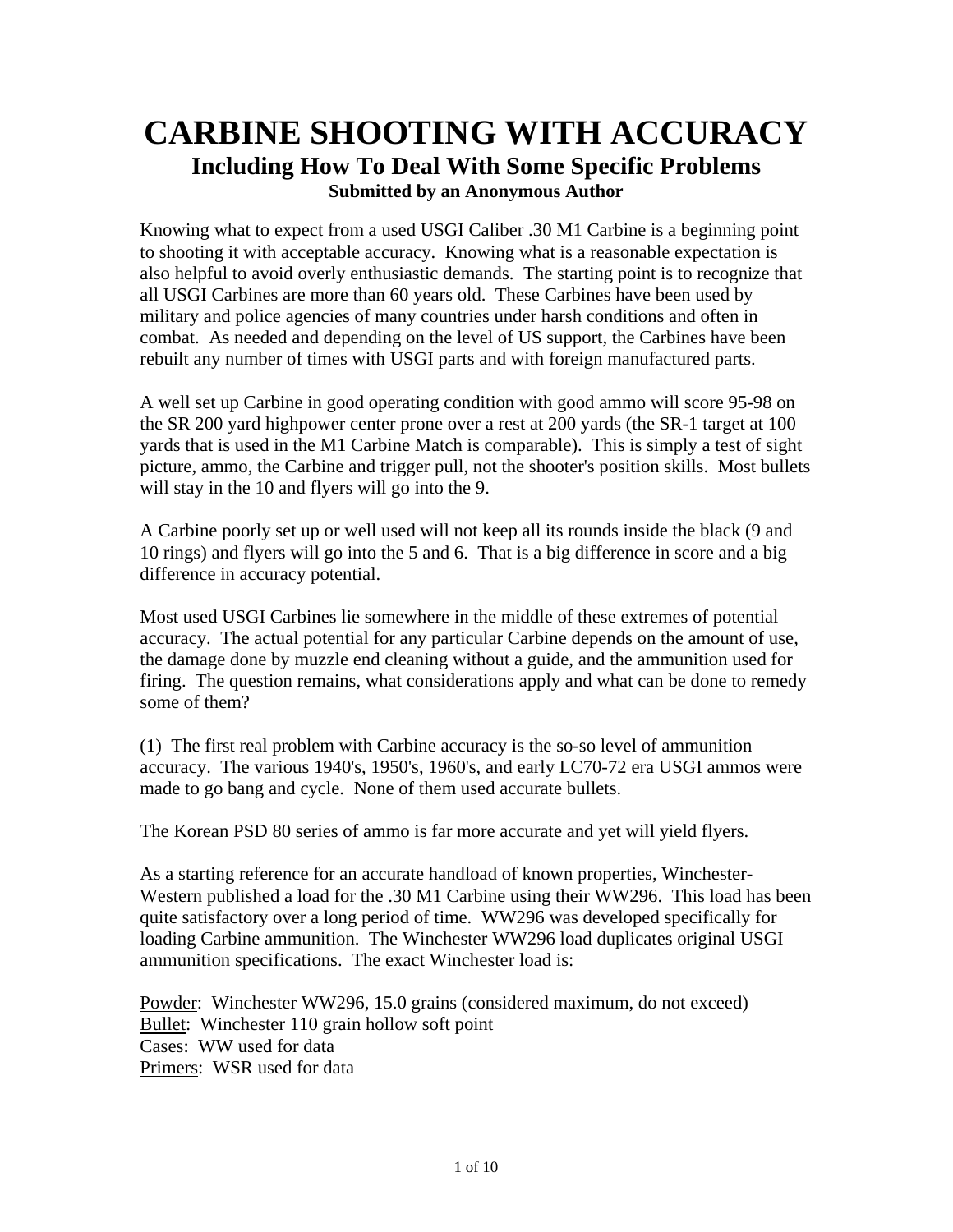# CARBINE SHOOTING WITH ACCURACY

## Including How To Deal With Some Specific Problems

**Submitted by an Anonymous Author**

Knowing what to expect from a used USGI Caliber .30 M1 Carbine is a beginning point to shooting it with acceptable accuracy. Knowing what is a reasonable expectation is also helpful to avoid overly enthusiastic demands. The starting point is to recognize that all USGI Carbines are more than 60 years old. These Carbines have been used by military and police agencies of many countries under harsh conditions and often in combat. As needed and depending on the level of US support, the Carbines have been rebuilt any number of times with USGI parts and with foreign manufactured parts.

A well set up Carbine in good operating condition with good ammo will score 95-98 on the SR 200 yard highpower center prone over a rest at 200 yards (the SR-1 target at 100 yards that is used in the M1 Carbine Match is comparable). This is simply a test of sight picture, ammo, the Carbine and trigger pull, not the shooter's position skills. Most bullets will stay in the 10 and flyers will go into the 9.

A Carbine poorly set up or well used will not keep all its rounds inside the black (9 and 10 rings) and flyers will go into the 5 and 6. That is a big difference in score and a big difference in accuracy potential.

Most used USGI Carbines lie somewhere in the middle of these extremes of potential accuracy. The actual potential for any particular Carbine depends on the amount of use, the damage done by muzzle end cleaning without a guide, and the ammunition used for firing. The question remains, what considerations apply and what can be done to remedy some of them?

(1) The first real problem with Carbine accuracy is the so-so level of ammunition accuracy. The various 1940's, 1950's, 1960's, and early LC70-72 era USGI ammos were made to go bang and cycle. None of them used accurate bullets.

The Korean PSD 80 series of ammo is far more accurate and yet will yield flyers.

As a starting reference for an accurate handload of known properties, Winchester-Western published a load for the .30 M1 Carbine using their WW296. This load has been quite satisfactory over a long period of time. WW296 was developed specifically for loading Carbine ammunition. The Winchester WW296 load duplicates original USGI ammunition specifications. The exact Winchester load is:

<u>Powder</u>: Winchester WW296, 15.0 grains (considered maximum, do not exceed)
<u>Bullet</u>: Winchester 110 grain hollow soft point
<u>Cases</u>: WW used for data
<u>Primers</u>: WSR used for data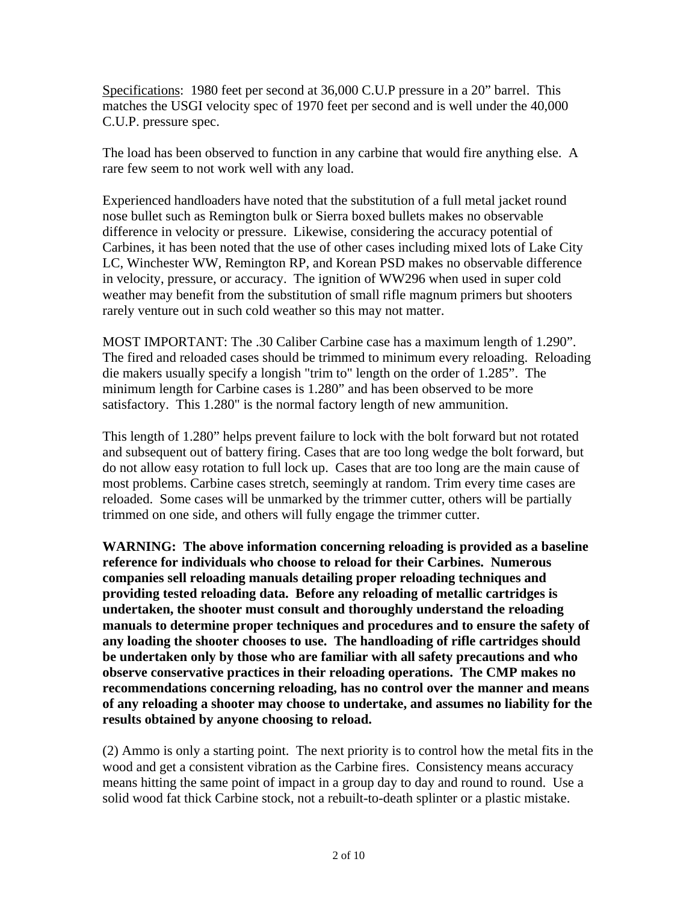<u>Specifications</u>: 1980 feet per second at 36,000 C.U.P pressure in a 20" barrel. This matches the USGI velocity spec of 1970 feet per second and is well under the 40,000 C.U.P. pressure spec.

The load has been observed to function in any carbine that would fire anything else. A rare few seem to not work well with any load.

Experienced handloaders have noted that the substitution of a full metal jacket round nose bullet such as Remington bulk or Sierra boxed bullets makes no observable difference in velocity or pressure. Likewise, considering the accuracy potential of Carbines, it has been noted that the use of other cases including mixed lots of Lake City LC, Winchester WW, Remington RP, and Korean PSD makes no observable difference in velocity, pressure, or accuracy. The ignition of WW296 when used in super cold weather may benefit from the substitution of small rifle magnum primers but shooters rarely venture out in such cold weather so this may not matter.

MOST IMPORTANT: The .30 Caliber Carbine case has a maximum length of 1.290". The fired and reloaded cases should be trimmed to minimum every reloading. Reloading die makers usually specify a longish "trim to" length on the order of 1.285". The minimum length for Carbine cases is 1.280" and has been observed to be more satisfactory. This 1.280" is the normal factory length of new ammunition.

This length of 1.280" helps prevent failure to lock with the bolt forward but not rotated and subsequent out of battery firing. Cases that are too long wedge the bolt forward, but do not allow easy rotation to full lock up. Cases that are too long are the main cause of most problems. Carbine cases stretch, seemingly at random. Trim every time cases are reloaded. Some cases will be unmarked by the trimmer cutter, others will be partially trimmed on one side, and others will fully engage the trimmer cutter.

**WARNING: The above information concerning reloading is provided as a baseline reference for individuals who choose to reload for their Carbines. Numerous companies sell reloading manuals detailing proper reloading techniques and providing tested reloading data. Before any reloading of metallic cartridges is undertaken, the shooter must consult and thoroughly understand the reloading manuals to determine proper techniques and procedures and to ensure the safety of any loading the shooter chooses to use. The handloading of rifle cartridges should be undertaken only by those who are familiar with all safety precautions and who observe conservative practices in their reloading operations. The CMP makes no recommendations concerning reloading, has no control over the manner and means of any reloading a shooter may choose to undertake, and assumes no liability for the results obtained by anyone choosing to reload.**

(2) Ammo is only a starting point. The next priority is to control how the metal fits in the wood and get a consistent vibration as the Carbine fires. Consistency means accuracy means hitting the same point of impact in a group day to day and round to round. Use a solid wood fat thick Carbine stock, not a rebuilt-to-death splinter or a plastic mistake.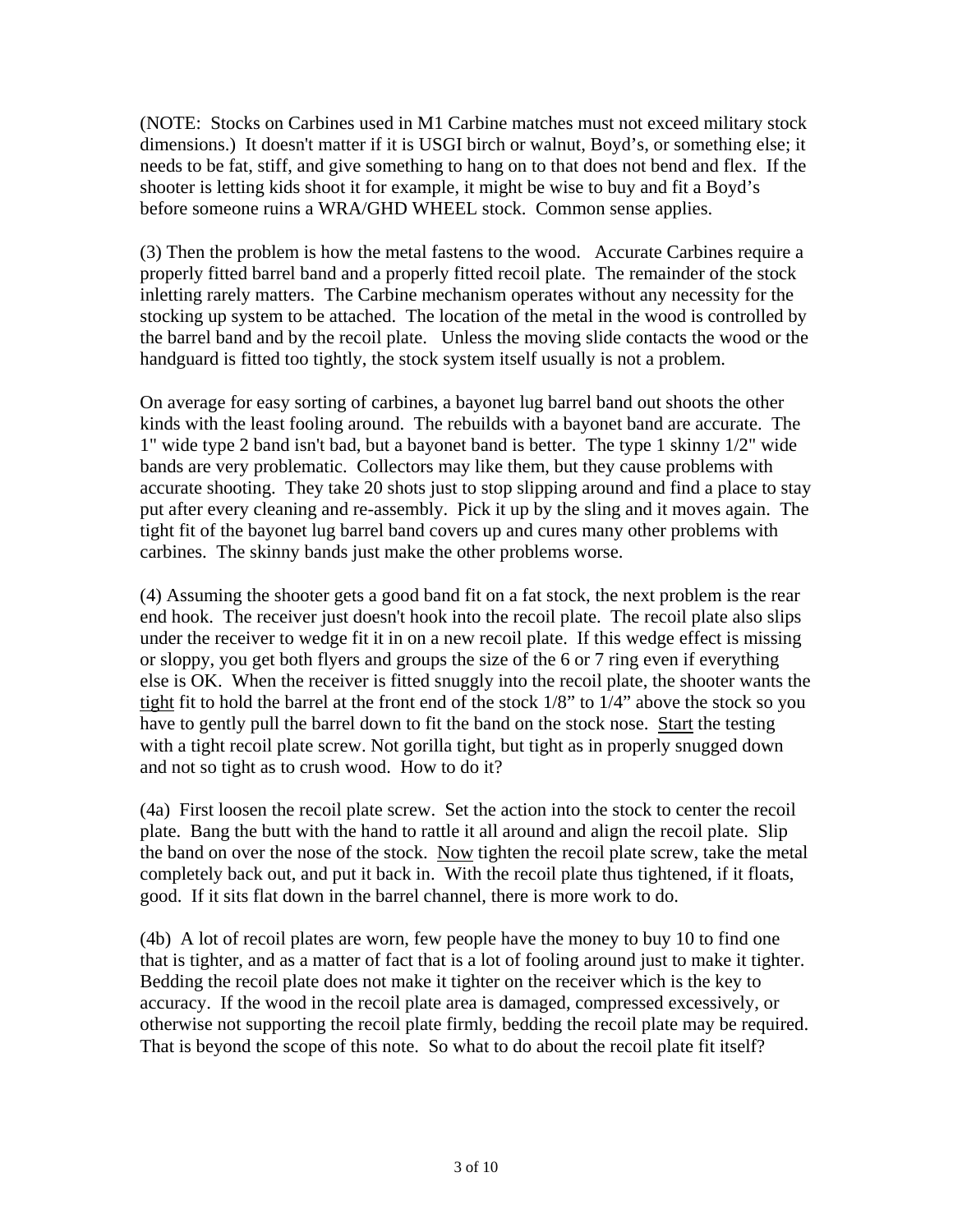(NOTE: Stocks on Carbines used in M1 Carbine matches must not exceed military stock dimensions.) It doesn't matter if it is USGI birch or walnut, Boyd's, or something else; it needs to be fat, stiff, and give something to hang on to that does not bend and flex. If the shooter is letting kids shoot it for example, it might be wise to buy and fit a Boyd's before someone ruins a WRA/GHD WHEEL stock. Common sense applies.

(3) Then the problem is how the metal fastens to the wood. Accurate Carbines require a properly fitted barrel band and a properly fitted recoil plate. The remainder of the stock inletting rarely matters. The Carbine mechanism operates without any necessity for the stocking up system to be attached. The location of the metal in the wood is controlled by the barrel band and by the recoil plate. Unless the moving slide contacts the wood or the handguard is fitted too tightly, the stock system itself usually is not a problem.

On average for easy sorting of carbines, a bayonet lug barrel band out shoots the other kinds with the least fooling around. The rebuilds with a bayonet band are accurate. The 1" wide type 2 band isn't bad, but a bayonet band is better. The type 1 skinny 1/2" wide bands are very problematic. Collectors may like them, but they cause problems with accurate shooting. They take 20 shots just to stop slipping around and find a place to stay put after every cleaning and re-assembly. Pick it up by the sling and it moves again. The tight fit of the bayonet lug barrel band covers up and cures many other problems with carbines. The skinny bands just make the other problems worse.

(4) Assuming the shooter gets a good band fit on a fat stock, the next problem is the rear end hook. The receiver just doesn't hook into the recoil plate. The recoil plate also slips under the receiver to wedge fit it in on a new recoil plate. If this wedge effect is missing or sloppy, you get both flyers and groups the size of the 6 or 7 ring even if everything else is OK. When the receiver is fitted snuggly into the recoil plate, the shooter wants the <u>tight</u> fit to hold the barrel at the front end of the stock 1/8" to 1/4" above the stock so you have to gently pull the barrel down to fit the band on the stock nose. <u>Start</u> the testing with a tight recoil plate screw. Not gorilla tight, but tight as in properly snugged down and not so tight as to crush wood. How to do it?

(4a) First loosen the recoil plate screw. Set the action into the stock to center the recoil plate. Bang the butt with the hand to rattle it all around and align the recoil plate. Slip the band on over the nose of the stock. <u>Now</u> tighten the recoil plate screw, take the metal completely back out, and put it back in. With the recoil plate thus tightened, if it floats, good. If it sits flat down in the barrel channel, there is more work to do.

(4b) A lot of recoil plates are worn, few people have the money to buy 10 to find one that is tighter, and as a matter of fact that is a lot of fooling around just to make it tighter. Bedding the recoil plate does not make it tighter on the receiver which is the key to accuracy. If the wood in the recoil plate area is damaged, compressed excessively, or otherwise not supporting the recoil plate firmly, bedding the recoil plate may be required. That is beyond the scope of this note. So what to do about the recoil plate fit itself?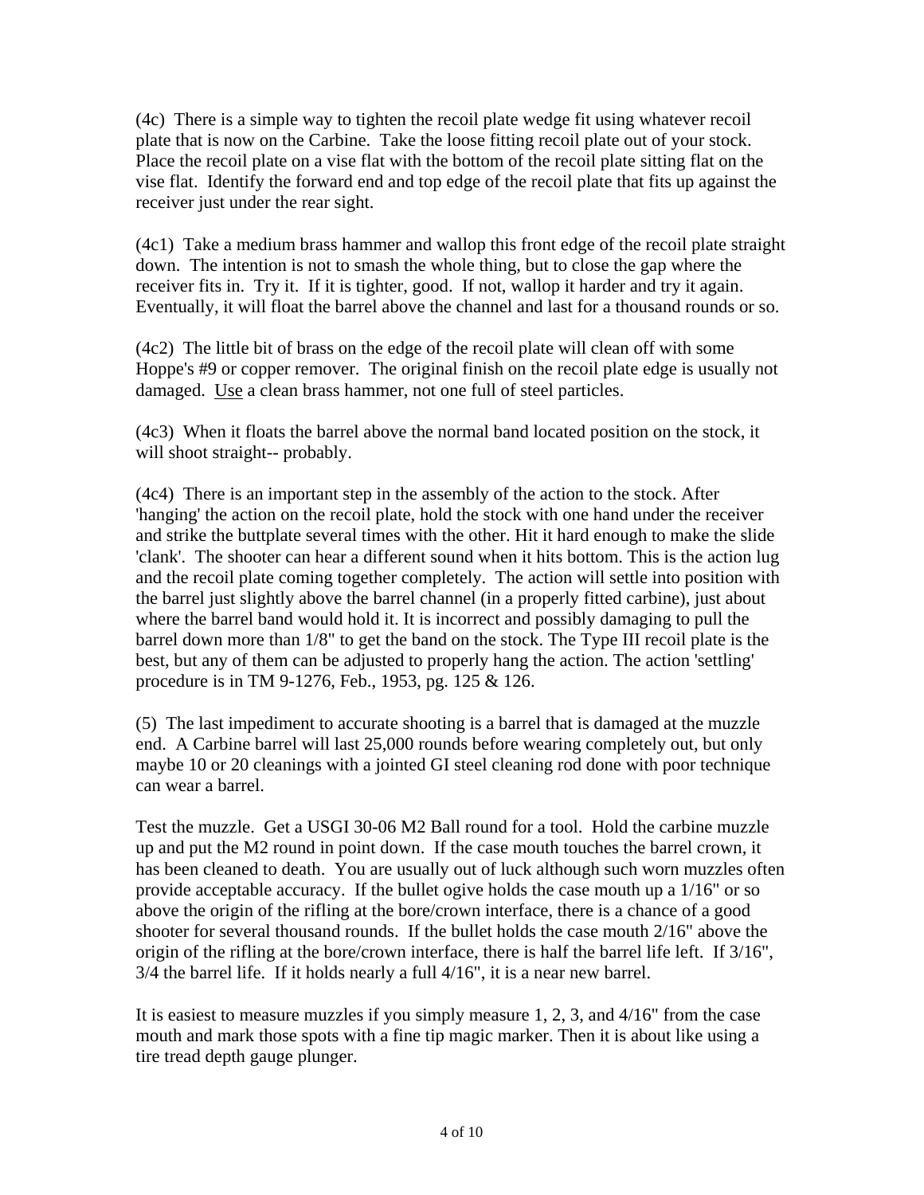(4c) There is a simple way to tighten the recoil plate wedge fit using whatever recoil plate that is now on the Carbine. Take the loose fitting recoil plate out of your stock. Place the recoil plate on a vise flat with the bottom of the recoil plate sitting flat on the vise flat. Identify the forward end and top edge of the recoil plate that fits up against the receiver just under the rear sight.

(4c1) Take a medium brass hammer and wallop this front edge of the recoil plate straight down. The intention is not to smash the whole thing, but to close the gap where the receiver fits in. Try it. If it is tighter, good. If not, wallop it harder and try it again. Eventually, it will float the barrel above the channel and last for a thousand rounds or so.

(4c2) The little bit of brass on the edge of the recoil plate will clean off with some Hoppe's #9 or copper remover. The original finish on the recoil plate edge is usually not damaged. <u>Use</u> a clean brass hammer, not one full of steel particles.

(4c3) When it floats the barrel above the normal band located position on the stock, it will shoot straight-- probably.

(4c4) There is an important step in the assembly of the action to the stock. After 'hanging' the action on the recoil plate, hold the stock with one hand under the receiver and strike the buttplate several times with the other. Hit it hard enough to make the slide 'clank'. The shooter can hear a different sound when it hits bottom. This is the action lug and the recoil plate coming together completely. The action will settle into position with the barrel just slightly above the barrel channel (in a properly fitted carbine), just about where the barrel band would hold it. It is incorrect and possibly damaging to pull the barrel down more than 1/8" to get the band on the stock. The Type III recoil plate is the best, but any of them can be adjusted to properly hang the action. The action 'settling' procedure is in TM 9-1276, Feb., 1953, pg. 125 & 126.

(5) The last impediment to accurate shooting is a barrel that is damaged at the muzzle end. A Carbine barrel will last 25,000 rounds before wearing completely out, but only maybe 10 or 20 cleanings with a jointed GI steel cleaning rod done with poor technique can wear a barrel.

Test the muzzle. Get a USGI 30-06 M2 Ball round for a tool. Hold the carbine muzzle up and put the M2 round in point down. If the case mouth touches the barrel crown, it has been cleaned to death. You are usually out of luck although such worn muzzles often provide acceptable accuracy. If the bullet ogive holds the case mouth up a 1/16" or so above the origin of the rifling at the bore/crown interface, there is a chance of a good shooter for several thousand rounds. If the bullet holds the case mouth 2/16" above the origin of the rifling at the bore/crown interface, there is half the barrel life left. If 3/16", 3/4 the barrel life. If it holds nearly a full 4/16", it is a near new barrel.

It is easiest to measure muzzles if you simply measure 1, 2, 3, and 4/16" from the case mouth and mark those spots with a fine tip magic marker. Then it is about like using a tire tread depth gauge plunger.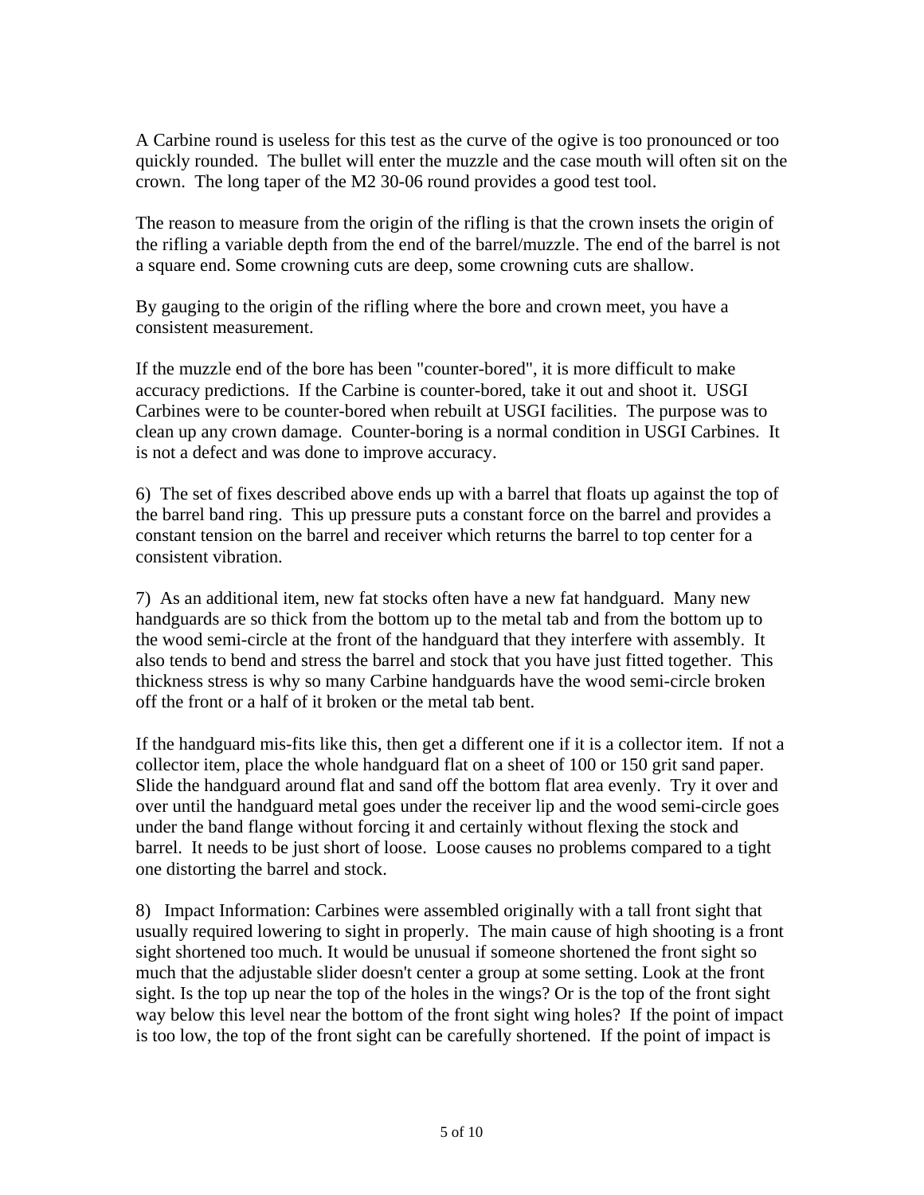A Carbine round is useless for this test as the curve of the ogive is too pronounced or too quickly rounded. The bullet will enter the muzzle and the case mouth will often sit on the crown. The long taper of the M2 30-06 round provides a good test tool.

The reason to measure from the origin of the rifling is that the crown insets the origin of the rifling a variable depth from the end of the barrel/muzzle. The end of the barrel is not a square end. Some crowning cuts are deep, some crowning cuts are shallow.

By gauging to the origin of the rifling where the bore and crown meet, you have a consistent measurement.

If the muzzle end of the bore has been "counter-bored", it is more difficult to make accuracy predictions. If the Carbine is counter-bored, take it out and shoot it. USGI Carbines were to be counter-bored when rebuilt at USGI facilities. The purpose was to clean up any crown damage. Counter-boring is a normal condition in USGI Carbines. It is not a defect and was done to improve accuracy.

6) The set of fixes described above ends up with a barrel that floats up against the top of the barrel band ring. This up pressure puts a constant force on the barrel and provides a constant tension on the barrel and receiver which returns the barrel to top center for a consistent vibration.

7) As an additional item, new fat stocks often have a new fat handguard. Many new handguards are so thick from the bottom up to the metal tab and from the bottom up to the wood semi-circle at the front of the handguard that they interfere with assembly. It also tends to bend and stress the barrel and stock that you have just fitted together. This thickness stress is why so many Carbine handguards have the wood semi-circle broken off the front or a half of it broken or the metal tab bent.

If the handguard mis-fits like this, then get a different one if it is a collector item. If not a collector item, place the whole handguard flat on a sheet of 100 or 150 grit sand paper. Slide the handguard around flat and sand off the bottom flat area evenly. Try it over and over until the handguard metal goes under the receiver lip and the wood semi-circle goes under the band flange without forcing it and certainly without flexing the stock and barrel. It needs to be just short of loose. Loose causes no problems compared to a tight one distorting the barrel and stock.

8) Impact Information: Carbines were assembled originally with a tall front sight that usually required lowering to sight in properly. The main cause of high shooting is a front sight shortened too much. It would be unusual if someone shortened the front sight so much that the adjustable slider doesn't center a group at some setting. Look at the front sight. Is the top up near the top of the holes in the wings? Or is the top of the front sight way below this level near the bottom of the front sight wing holes? If the point of impact is too low, the top of the front sight can be carefully shortened. If the point of impact is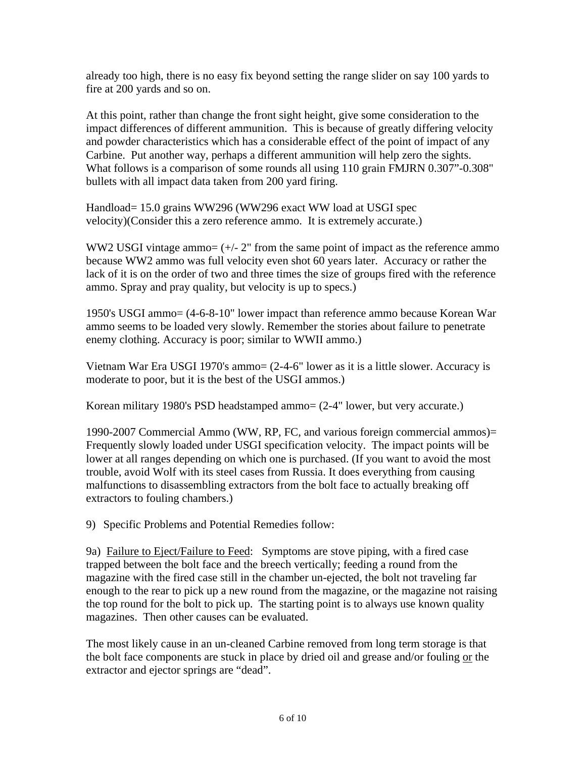already too high, there is no easy fix beyond setting the range slider on say 100 yards to fire at 200 yards and so on.

At this point, rather than change the front sight height, give some consideration to the impact differences of different ammunition. This is because of greatly differing velocity and powder characteristics which has a considerable effect of the point of impact of any Carbine. Put another way, perhaps a different ammunition will help zero the sights. What follows is a comparison of some rounds all using 110 grain FMJRN 0.307"-0.308" bullets with all impact data taken from 200 yard firing.

Handload= 15.0 grains WW296 (WW296 exact WW load at USGI spec velocity)(Consider this a zero reference ammo. It is extremely accurate.)

WW2 USGI vintage ammo= (+/- 2" from the same point of impact as the reference ammo because WW2 ammo was full velocity even shot 60 years later. Accuracy or rather the lack of it is on the order of two and three times the size of groups fired with the reference ammo. Spray and pray quality, but velocity is up to specs.)

1950's USGI ammo= (4-6-8-10" lower impact than reference ammo because Korean War ammo seems to be loaded very slowly. Remember the stories about failure to penetrate enemy clothing. Accuracy is poor; similar to WWII ammo.)

Vietnam War Era USGI 1970's ammo= (2-4-6" lower as it is a little slower. Accuracy is moderate to poor, but it is the best of the USGI ammos.)

Korean military 1980's PSD headstamped ammo= (2-4" lower, but very accurate.)

1990-2007 Commercial Ammo (WW, RP, FC, and various foreign commercial ammos)= Frequently slowly loaded under USGI specification velocity. The impact points will be lower at all ranges depending on which one is purchased. (If you want to avoid the most trouble, avoid Wolf with its steel cases from Russia. It does everything from causing malfunctions to disassembling extractors from the bolt face to actually breaking off extractors to fouling chambers.)

9) Specific Problems and Potential Remedies follow:

9a) Failure to Eject/Failure to Feed: Symptoms are stove piping, with a fired case trapped between the bolt face and the breech vertically; feeding a round from the magazine with the fired case still in the chamber un-ejected, the bolt not traveling far enough to the rear to pick up a new round from the magazine, or the magazine not raising the top round for the bolt to pick up. The starting point is to always use known quality magazines. Then other causes can be evaluated.

The most likely cause in an un-cleaned Carbine removed from long term storage is that the bolt face components are stuck in place by dried oil and grease and/or fouling or the extractor and ejector springs are "dead".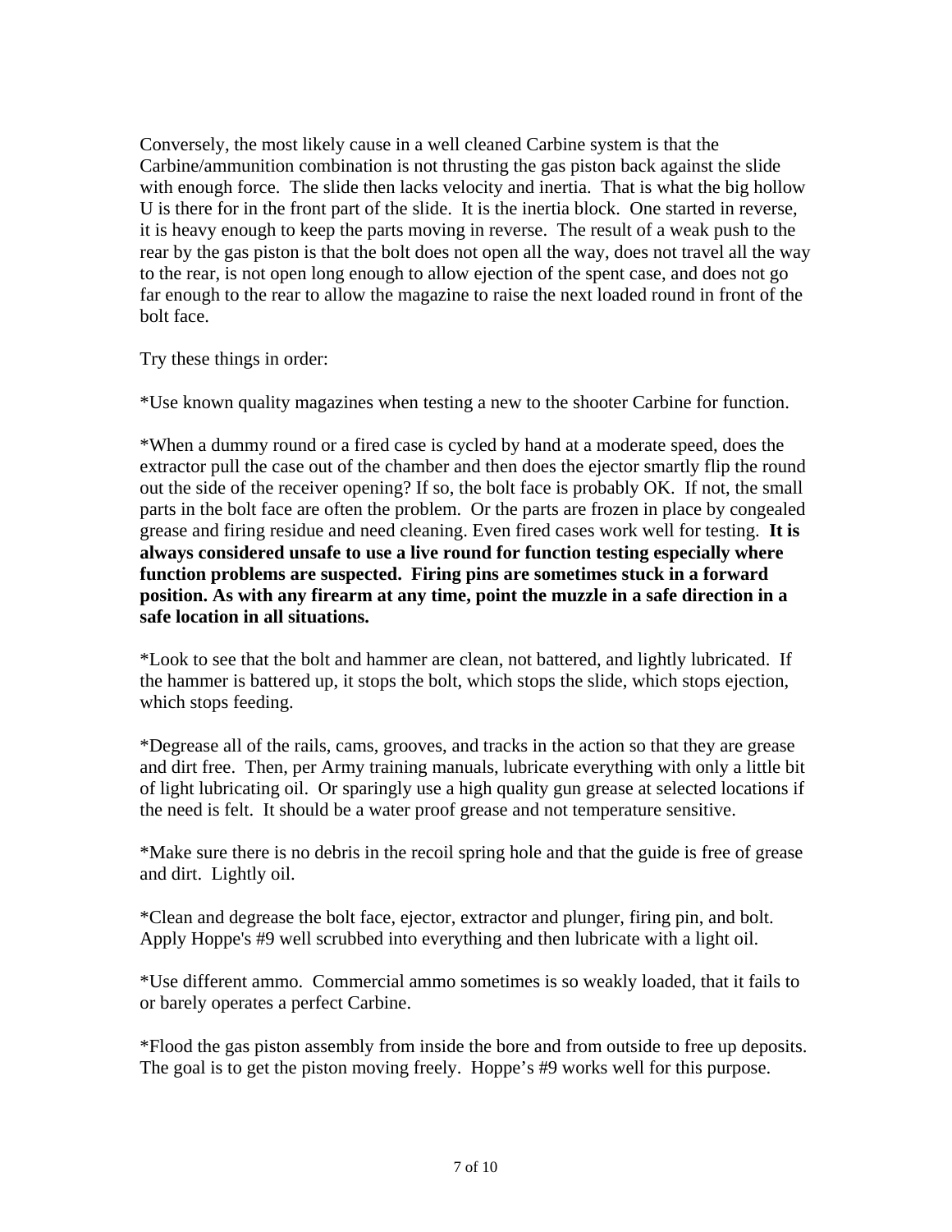Conversely, the most likely cause in a well cleaned Carbine system is that the Carbine/ammunition combination is not thrusting the gas piston back against the slide with enough force. The slide then lacks velocity and inertia. That is what the big hollow U is there for in the front part of the slide. It is the inertia block. One started in reverse, it is heavy enough to keep the parts moving in reverse. The result of a weak push to the rear by the gas piston is that the bolt does not open all the way, does not travel all the way to the rear, is not open long enough to allow ejection of the spent case, and does not go far enough to the rear to allow the magazine to raise the next loaded round in front of the bolt face.

Try these things in order:

*Use known quality magazines when testing a new to the shooter Carbine for function.

*When a dummy round or a fired case is cycled by hand at a moderate speed, does the extractor pull the case out of the chamber and then does the ejector smartly flip the round out the side of the receiver opening? If so, the bolt face is probably OK. If not, the small parts in the bolt face are often the problem. Or the parts are frozen in place by congealed grease and firing residue and need cleaning. Even fired cases work well for testing. **It is always considered unsafe to use a live round for function testing especially where function problems are suspected. Firing pins are sometimes stuck in a forward position. As with any firearm at any time, point the muzzle in a safe direction in a safe location in all situations.**

*Look to see that the bolt and hammer are clean, not battered, and lightly lubricated. If the hammer is battered up, it stops the bolt, which stops the slide, which stops ejection, which stops feeding.

*Degrease all of the rails, cams, grooves, and tracks in the action so that they are grease and dirt free. Then, per Army training manuals, lubricate everything with only a little bit of light lubricating oil. Or sparingly use a high quality gun grease at selected locations if the need is felt. It should be a water proof grease and not temperature sensitive.

*Make sure there is no debris in the recoil spring hole and that the guide is free of grease and dirt. Lightly oil.

*Clean and degrease the bolt face, ejector, extractor and plunger, firing pin, and bolt. Apply Hoppe's #9 well scrubbed into everything and then lubricate with a light oil.

*Use different ammo. Commercial ammo sometimes is so weakly loaded, that it fails to or barely operates a perfect Carbine.

*Flood the gas piston assembly from inside the bore and from outside to free up deposits. The goal is to get the piston moving freely. Hoppe's #9 works well for this purpose.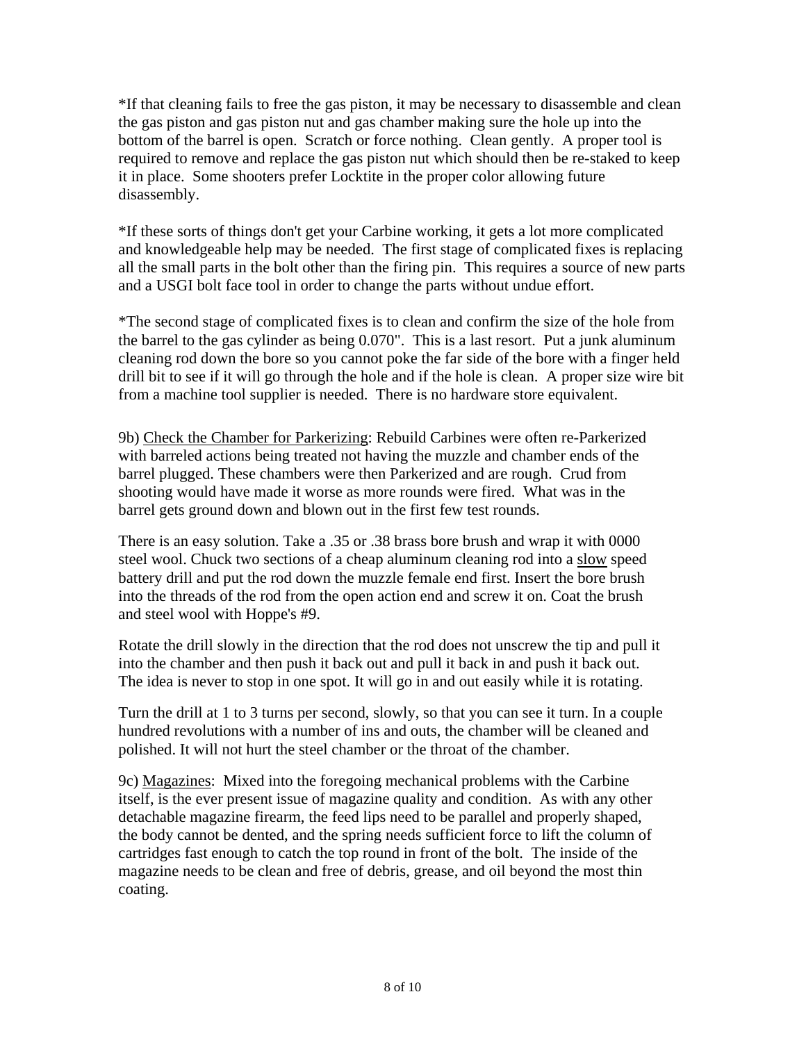*If that cleaning fails to free the gas piston, it may be necessary to disassemble and clean the gas piston and gas piston nut and gas chamber making sure the hole up into the bottom of the barrel is open. Scratch or force nothing. Clean gently. A proper tool is required to remove and replace the gas piston nut which should then be re-staked to keep it in place. Some shooters prefer Locktite in the proper color allowing future disassembly.

*If these sorts of things don't get your Carbine working, it gets a lot more complicated and knowledgeable help may be needed. The first stage of complicated fixes is replacing all the small parts in the bolt other than the firing pin. This requires a source of new parts and a USGI bolt face tool in order to change the parts without undue effort.

*The second stage of complicated fixes is to clean and confirm the size of the hole from the barrel to the gas cylinder as being 0.070". This is a last resort. Put a junk aluminum cleaning rod down the bore so you cannot poke the far side of the bore with a finger held drill bit to see if it will go through the hole and if the hole is clean. A proper size wire bit from a machine tool supplier is needed. There is no hardware store equivalent.

9b) <u>Check the Chamber for Parkerizing</u>: Rebuild Carbines were often re-Parkerized with barreled actions being treated not having the muzzle and chamber ends of the barrel plugged. These chambers were then Parkerized and are rough. Crud from shooting would have made it worse as more rounds were fired. What was in the barrel gets ground down and blown out in the first few test rounds.

There is an easy solution. Take a .35 or .38 brass bore brush and wrap it with 0000 steel wool. Chuck two sections of a cheap aluminum cleaning rod into a <u>slow</u> speed battery drill and put the rod down the muzzle female end first. Insert the bore brush into the threads of the rod from the open action end and screw it on. Coat the brush and steel wool with Hoppe's #9.

Rotate the drill slowly in the direction that the rod does not unscrew the tip and pull it into the chamber and then push it back out and pull it back in and push it back out. The idea is never to stop in one spot. It will go in and out easily while it is rotating.

Turn the drill at 1 to 3 turns per second, slowly, so that you can see it turn. In a couple hundred revolutions with a number of ins and outs, the chamber will be cleaned and polished. It will not hurt the steel chamber or the throat of the chamber.

9c) <u>Magazines</u>: Mixed into the foregoing mechanical problems with the Carbine itself, is the ever present issue of magazine quality and condition. As with any other detachable magazine firearm, the feed lips need to be parallel and properly shaped, the body cannot be dented, and the spring needs sufficient force to lift the column of cartridges fast enough to catch the top round in front of the bolt. The inside of the magazine needs to be clean and free of debris, grease, and oil beyond the most thin coating.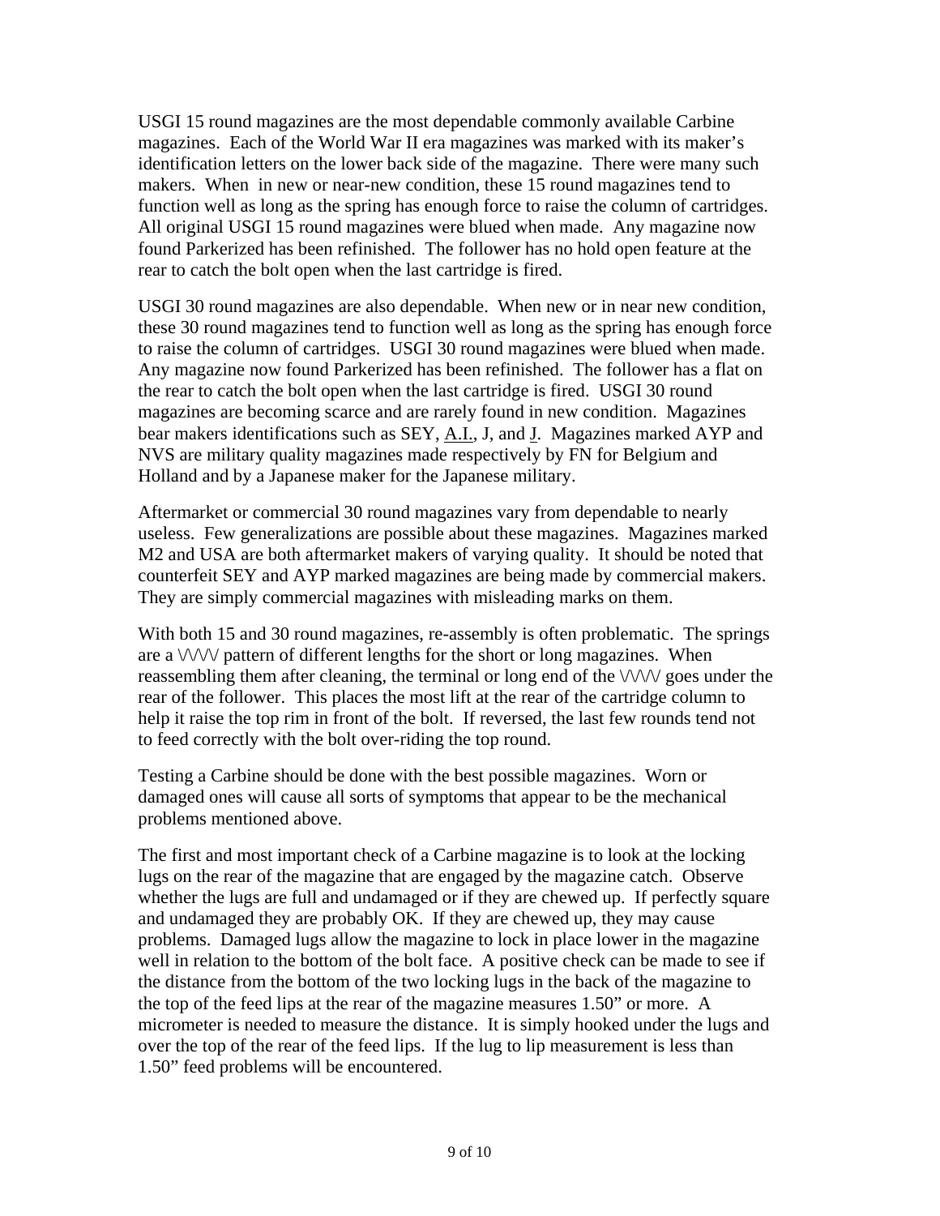USGI 15 round magazines are the most dependable commonly available Carbine magazines. Each of the World War II era magazines was marked with its maker's identification letters on the lower back side of the magazine. There were many such makers. When in new or near-new condition, these 15 round magazines tend to function well as long as the spring has enough force to raise the column of cartridges. All original USGI 15 round magazines were blued when made. Any magazine now found Parkerized has been refinished. The follower has no hold open feature at the rear to catch the bolt open when the last cartridge is fired.

USGI 30 round magazines are also dependable. When new or in near new condition, these 30 round magazines tend to function well as long as the spring has enough force to raise the column of cartridges. USGI 30 round magazines were blued when made. Any magazine now found Parkerized has been refinished. The follower has a flat on the rear to catch the bolt open when the last cartridge is fired. USGI 30 round magazines are becoming scarce and are rarely found in new condition. Magazines bear makers identifications such as SEY, <u>A.I.</u>, J, and <u>J</u>. Magazines marked AYP and NVS are military quality magazines made respectively by FN for Belgium and Holland and by a Japanese maker for the Japanese military.

Aftermarket or commercial 30 round magazines vary from dependable to nearly useless. Few generalizations are possible about these magazines. Magazines marked M2 and USA are both aftermarket makers of varying quality. It should be noted that counterfeit SEY and AYP marked magazines are being made by commercial makers. They are simply commercial magazines with misleading marks on them.

With both 15 and 30 round magazines, re-assembly is often problematic. The springs are a \/\/\/\/ pattern of different lengths for the short or long magazines. When reassembling them after cleaning, the terminal or long end of the \/\/\/\/ goes under the rear of the follower. This places the most lift at the rear of the cartridge column to help it raise the top rim in front of the bolt. If reversed, the last few rounds tend not to feed correctly with the bolt over-riding the top round.

Testing a Carbine should be done with the best possible magazines. Worn or damaged ones will cause all sorts of symptoms that appear to be the mechanical problems mentioned above.

The first and most important check of a Carbine magazine is to look at the locking lugs on the rear of the magazine that are engaged by the magazine catch. Observe whether the lugs are full and undamaged or if they are chewed up. If perfectly square and undamaged they are probably OK. If they are chewed up, they may cause problems. Damaged lugs allow the magazine to lock in place lower in the magazine well in relation to the bottom of the bolt face. A positive check can be made to see if the distance from the bottom of the two locking lugs in the back of the magazine to the top of the feed lips at the rear of the magazine measures 1.50" or more. A micrometer is needed to measure the distance. It is simply hooked under the lugs and over the top of the rear of the feed lips. If the lug to lip measurement is less than 1.50" feed problems will be encountered.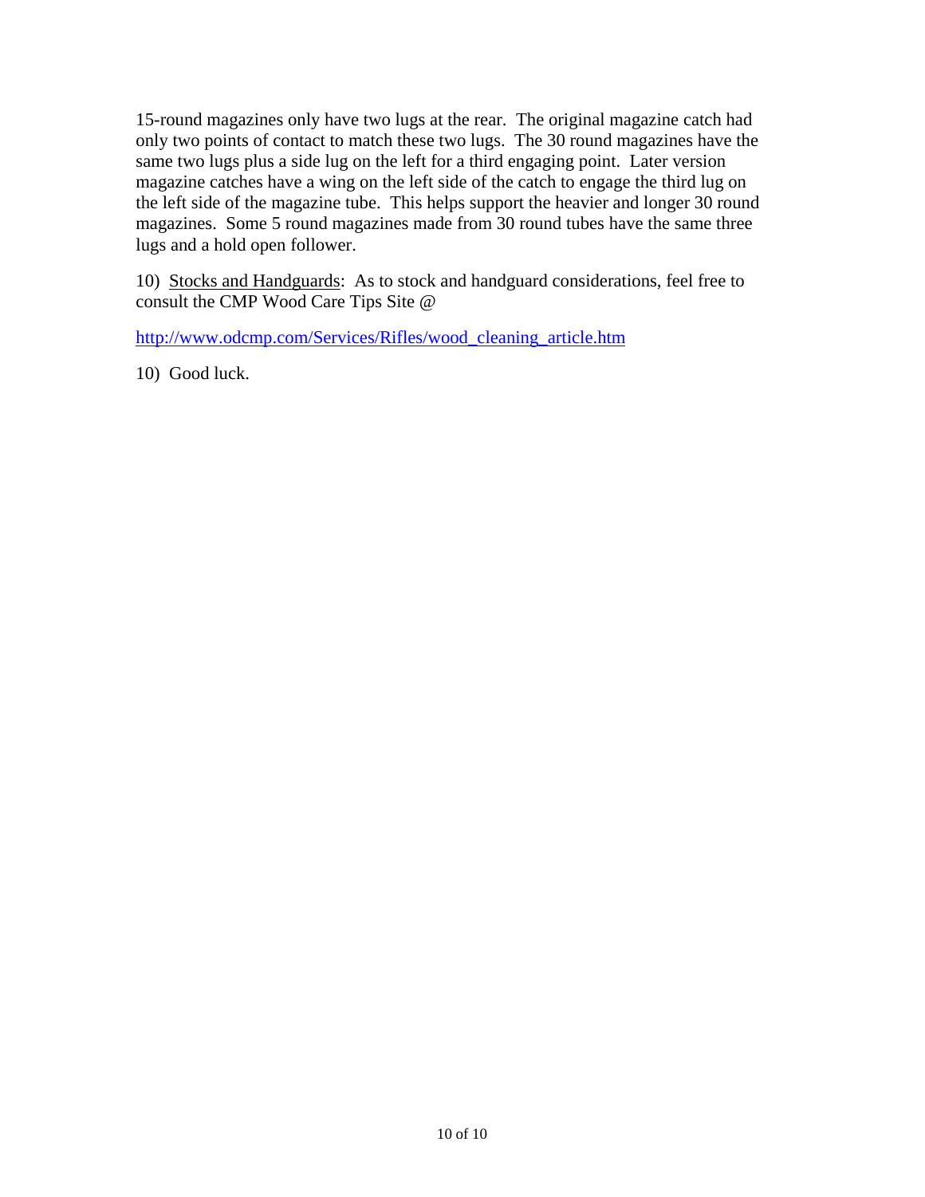15-round magazines only have two lugs at the rear. The original magazine catch had only two points of contact to match these two lugs. The 30 round magazines have the same two lugs plus a side lug on the left for a third engaging point. Later version magazine catches have a wing on the left side of the catch to engage the third lug on the left side of the magazine tube. This helps support the heavier and longer 30 round magazines. Some 5 round magazines made from 30 round tubes have the same three lugs and a hold open follower.

10) <u>Stocks and Handguards</u>: As to stock and handguard considerations, feel free to consult the CMP Wood Care Tips Site @

[http://www.odcmp.com/Services/Rifles/wood_cleaning_article.htm](http://www.odcmp.com/Services/Rifles/wood_cleaning_article.htm)

10) Good luck.